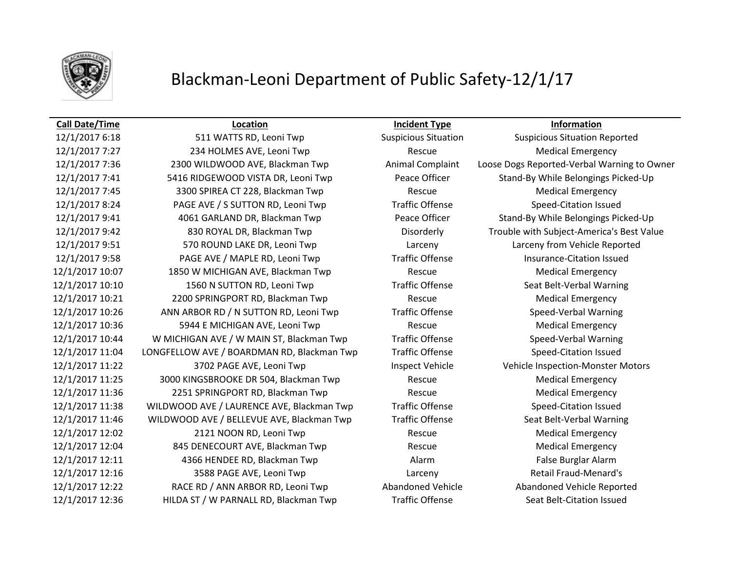# Blackman-Leoni Department of Public Safety-12/1/17

| Call Date/Time | Location | Incident Type | Information |
|---|---|---|---|
| 12/1/2017 6:18 | 511 WATTS RD, Leoni Twp | Suspicious Situation | Suspicious Situation Reported |
| 12/1/2017 7:27 | 234 HOLMES AVE, Leoni Twp | Rescue | Medical Emergency |
| 12/1/2017 7:36 | 2300 WILDWOOD AVE, Blackman Twp | Animal Complaint | Loose Dogs Reported-Verbal Warning to Owner |
| 12/1/2017 7:41 | 5416 RIDGEWOOD VISTA DR, Leoni Twp | Peace Officer | Stand-By While Belongings Picked-Up |
| 12/1/2017 7:45 | 3300 SPIREA CT 228, Blackman Twp | Rescue | Medical Emergency |
| 12/1/2017 8:24 | PAGE AVE / S SUTTON RD, Leoni Twp | Traffic Offense | Speed-Citation Issued |
| 12/1/2017 9:41 | 4061 GARLAND DR, Blackman Twp | Peace Officer | Stand-By While Belongings Picked-Up |
| 12/1/2017 9:42 | 830 ROYAL DR, Blackman Twp | Disorderly | Trouble with Subject-America's Best Value |
| 12/1/2017 9:51 | 570 ROUND LAKE DR, Leoni Twp | Larceny | Larceny from Vehicle Reported |
| 12/1/2017 9:58 | PAGE AVE / MAPLE RD, Leoni Twp | Traffic Offense | Insurance-Citation Issued |
| 12/1/2017 10:07 | 1850 W MICHIGAN AVE, Blackman Twp | Rescue | Medical Emergency |
| 12/1/2017 10:10 | 1560 N SUTTON RD, Leoni Twp | Traffic Offense | Seat Belt-Verbal Warning |
| 12/1/2017 10:21 | 2200 SPRINGPORT RD, Blackman Twp | Rescue | Medical Emergency |
| 12/1/2017 10:26 | ANN ARBOR RD / N SUTTON RD, Leoni Twp | Traffic Offense | Speed-Verbal Warning |
| 12/1/2017 10:36 | 5944 E MICHIGAN AVE, Leoni Twp | Rescue | Medical Emergency |
| 12/1/2017 10:44 | W MICHIGAN AVE / W MAIN ST, Blackman Twp | Traffic Offense | Speed-Verbal Warning |
| 12/1/2017 11:04 | LONGFELLOW AVE / BOARDMAN RD, Blackman Twp | Traffic Offense | Speed-Citation Issued |
| 12/1/2017 11:22 | 3702 PAGE AVE, Leoni Twp | Inspect Vehicle | Vehicle Inspection-Monster Motors |
| 12/1/2017 11:25 | 3000 KINGSBROOKE DR 504, Blackman Twp | Rescue | Medical Emergency |
| 12/1/2017 11:36 | 2251 SPRINGPORT RD, Blackman Twp | Rescue | Medical Emergency |
| 12/1/2017 11:38 | WILDWOOD AVE / LAURENCE AVE, Blackman Twp | Traffic Offense | Speed-Citation Issued |
| 12/1/2017 11:46 | WILDWOOD AVE / BELLEVUE AVE, Blackman Twp | Traffic Offense | Seat Belt-Verbal Warning |
| 12/1/2017 12:02 | 2121 NOON RD, Leoni Twp | Rescue | Medical Emergency |
| 12/1/2017 12:04 | 845 DENECOURT AVE, Blackman Twp | Rescue | Medical Emergency |
| 12/1/2017 12:11 | 4366 HENDEE RD, Blackman Twp | Alarm | False Burglar Alarm |
| 12/1/2017 12:16 | 3588 PAGE AVE, Leoni Twp | Larceny | Retail Fraud-Menard's |
| 12/1/2017 12:22 | RACE RD / ANN ARBOR RD, Leoni Twp | Abandoned Vehicle | Abandoned Vehicle Reported |
| 12/1/2017 12:36 | HILDA ST / W PARNALL RD, Blackman Twp | Traffic Offense | Seat Belt-Citation Issued |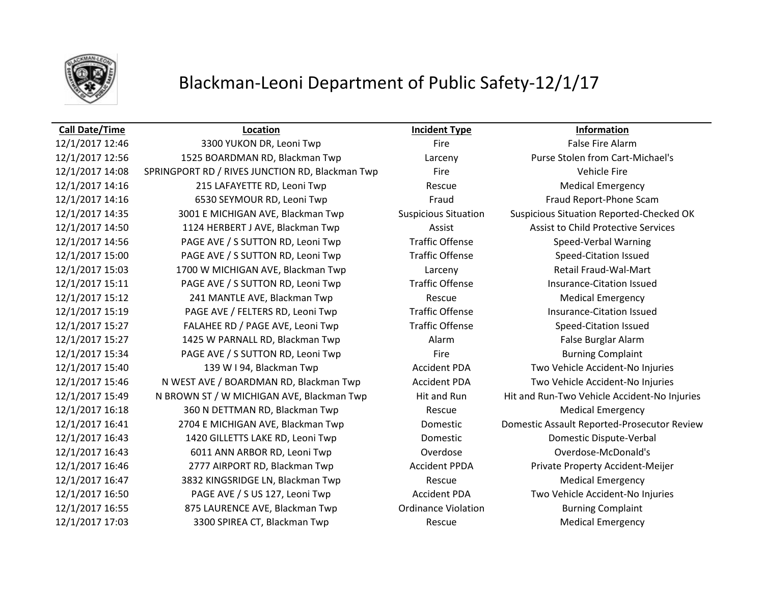# Blackman-Leoni Department of Public Safety-12/1/17

| Call Date/Time | Location | Incident Type | Information |
|---|---|---|---|
| 12/1/2017 12:46 | 3300 YUKON DR, Leoni Twp | Fire | False Fire Alarm |
| 12/1/2017 12:56 | 1525 BOARDMAN RD, Blackman Twp | Larceny | Purse Stolen from Cart-Michael's |
| 12/1/2017 14:08 | SPRINGPORT RD / RIVES JUNCTION RD, Blackman Twp | Fire | Vehicle Fire |
| 12/1/2017 14:16 | 215 LAFAYETTE RD, Leoni Twp | Rescue | Medical Emergency |
| 12/1/2017 14:16 | 6530 SEYMOUR RD, Leoni Twp | Fraud | Fraud Report-Phone Scam |
| 12/1/2017 14:35 | 3001 E MICHIGAN AVE, Blackman Twp | Suspicious Situation | Suspicious Situation Reported-Checked OK |
| 12/1/2017 14:50 | 1124 HERBERT J AVE, Blackman Twp | Assist | Assist to Child Protective Services |
| 12/1/2017 14:56 | PAGE AVE / S SUTTON RD, Leoni Twp | Traffic Offense | Speed-Verbal Warning |
| 12/1/2017 15:00 | PAGE AVE / S SUTTON RD, Leoni Twp | Traffic Offense | Speed-Citation Issued |
| 12/1/2017 15:03 | 1700 W MICHIGAN AVE, Blackman Twp | Larceny | Retail Fraud-Wal-Mart |
| 12/1/2017 15:11 | PAGE AVE / S SUTTON RD, Leoni Twp | Traffic Offense | Insurance-Citation Issued |
| 12/1/2017 15:12 | 241 MANTLE AVE, Blackman Twp | Rescue | Medical Emergency |
| 12/1/2017 15:19 | PAGE AVE / FELTERS RD, Leoni Twp | Traffic Offense | Insurance-Citation Issued |
| 12/1/2017 15:27 | FALAHEE RD / PAGE AVE, Leoni Twp | Traffic Offense | Speed-Citation Issued |
| 12/1/2017 15:27 | 1425 W PARNALL RD, Blackman Twp | Alarm | False Burglar Alarm |
| 12/1/2017 15:34 | PAGE AVE / S SUTTON RD, Leoni Twp | Fire | Burning Complaint |
| 12/1/2017 15:40 | 139 W I 94, Blackman Twp | Accident PDA | Two Vehicle Accident-No Injuries |
| 12/1/2017 15:46 | N WEST AVE / BOARDMAN RD, Blackman Twp | Accident PDA | Two Vehicle Accident-No Injuries |
| 12/1/2017 15:49 | N BROWN ST / W MICHIGAN AVE, Blackman Twp | Hit and Run | Hit and Run-Two Vehicle Accident-No Injuries |
| 12/1/2017 16:18 | 360 N DETTMAN RD, Blackman Twp | Rescue | Medical Emergency |
| 12/1/2017 16:41 | 2704 E MICHIGAN AVE, Blackman Twp | Domestic | Domestic Assault Reported-Prosecutor Review |
| 12/1/2017 16:43 | 1420 GILLETTS LAKE RD, Leoni Twp | Domestic | Domestic Dispute-Verbal |
| 12/1/2017 16:43 | 6011 ANN ARBOR RD, Leoni Twp | Overdose | Overdose-McDonald's |
| 12/1/2017 16:46 | 2777 AIRPORT RD, Blackman Twp | Accident PPDA | Private Property Accident-Meijer |
| 12/1/2017 16:47 | 3832 KINGSRIDGE LN, Blackman Twp | Rescue | Medical Emergency |
| 12/1/2017 16:50 | PAGE AVE / S US 127, Leoni Twp | Accident PDA | Two Vehicle Accident-No Injuries |
| 12/1/2017 16:55 | 875 LAURENCE AVE, Blackman Twp | Ordinance Violation | Burning Complaint |
| 12/1/2017 17:03 | 3300 SPIREA CT, Blackman Twp | Rescue | Medical Emergency |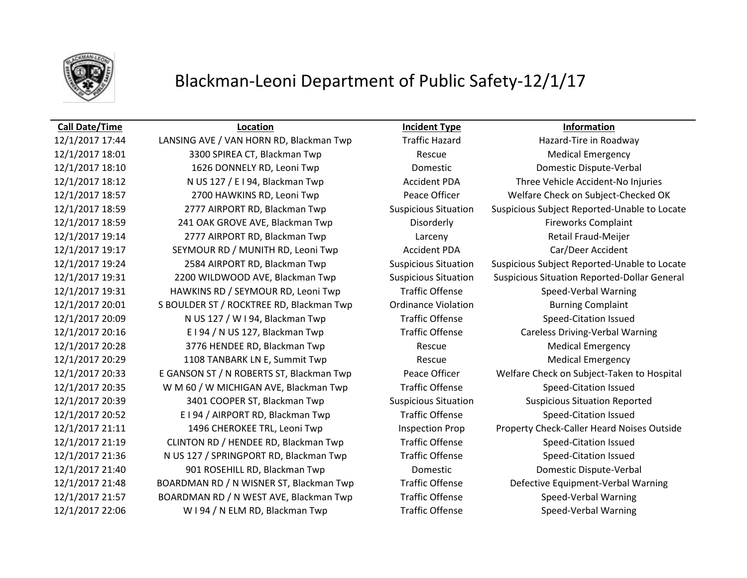# Blackman-Leoni Department of Public Safety-12/1/17

| Call Date/Time | Location | Incident Type | Information |
|---|---|---|---|
| 12/1/2017 17:44 | LANSING AVE / VAN HORN RD, Blackman Twp | Traffic Hazard | Hazard-Tire in Roadway |
| 12/1/2017 18:01 | 3300 SPIREA CT, Blackman Twp | Rescue | Medical Emergency |
| 12/1/2017 18:10 | 1626 DONNELY RD, Leoni Twp | Domestic | Domestic Dispute-Verbal |
| 12/1/2017 18:12 | N US 127 / E I 94, Blackman Twp | Accident PDA | Three Vehicle Accident-No Injuries |
| 12/1/2017 18:57 | 2700 HAWKINS RD, Leoni Twp | Peace Officer | Welfare Check on Subject-Checked OK |
| 12/1/2017 18:59 | 2777 AIRPORT RD, Blackman Twp | Suspicious Situation | Suspicious Subject Reported-Unable to Locate |
| 12/1/2017 18:59 | 241 OAK GROVE AVE, Blackman Twp | Disorderly | Fireworks Complaint |
| 12/1/2017 19:14 | 2777 AIRPORT RD, Blackman Twp | Larceny | Retail Fraud-Meijer |
| 12/1/2017 19:17 | SEYMOUR RD / MUNITH RD, Leoni Twp | Accident PDA | Car/Deer Accident |
| 12/1/2017 19:24 | 2584 AIRPORT RD, Blackman Twp | Suspicious Situation | Suspicious Subject Reported-Unable to Locate |
| 12/1/2017 19:31 | 2200 WILDWOOD AVE, Blackman Twp | Suspicious Situation | Suspicious Situation Reported-Dollar General |
| 12/1/2017 19:31 | HAWKINS RD / SEYMOUR RD, Leoni Twp | Traffic Offense | Speed-Verbal Warning |
| 12/1/2017 20:01 | S BOULDER ST / ROCKTREE RD, Blackman Twp | Ordinance Violation | Burning Complaint |
| 12/1/2017 20:09 | N US 127 / W I 94, Blackman Twp | Traffic Offense | Speed-Citation Issued |
| 12/1/2017 20:16 | E I 94 / N US 127, Blackman Twp | Traffic Offense | Careless Driving-Verbal Warning |
| 12/1/2017 20:28 | 3776 HENDEE RD, Blackman Twp | Rescue | Medical Emergency |
| 12/1/2017 20:29 | 1108 TANBARK LN E, Summit Twp | Rescue | Medical Emergency |
| 12/1/2017 20:33 | E GANSON ST / N ROBERTS ST, Blackman Twp | Peace Officer | Welfare Check on Subject-Taken to Hospital |
| 12/1/2017 20:35 | W M 60 / W MICHIGAN AVE, Blackman Twp | Traffic Offense | Speed-Citation Issued |
| 12/1/2017 20:39 | 3401 COOPER ST, Blackman Twp | Suspicious Situation | Suspicious Situation Reported |
| 12/1/2017 20:52 | E I 94 / AIRPORT RD, Blackman Twp | Traffic Offense | Speed-Citation Issued |
| 12/1/2017 21:11 | 1496 CHEROKEE TRL, Leoni Twp | Inspection Prop | Property Check-Caller Heard Noises Outside |
| 12/1/2017 21:19 | CLINTON RD / HENDEE RD, Blackman Twp | Traffic Offense | Speed-Citation Issued |
| 12/1/2017 21:36 | N US 127 / SPRINGPORT RD, Blackman Twp | Traffic Offense | Speed-Citation Issued |
| 12/1/2017 21:40 | 901 ROSEHILL RD, Blackman Twp | Domestic | Domestic Dispute-Verbal |
| 12/1/2017 21:48 | BOARDMAN RD / N WISNER ST, Blackman Twp | Traffic Offense | Defective Equipment-Verbal Warning |
| 12/1/2017 21:57 | BOARDMAN RD / N WEST AVE, Blackman Twp | Traffic Offense | Speed-Verbal Warning |
| 12/1/2017 22:06 | W I 94 / N ELM RD, Blackman Twp | Traffic Offense | Speed-Verbal Warning |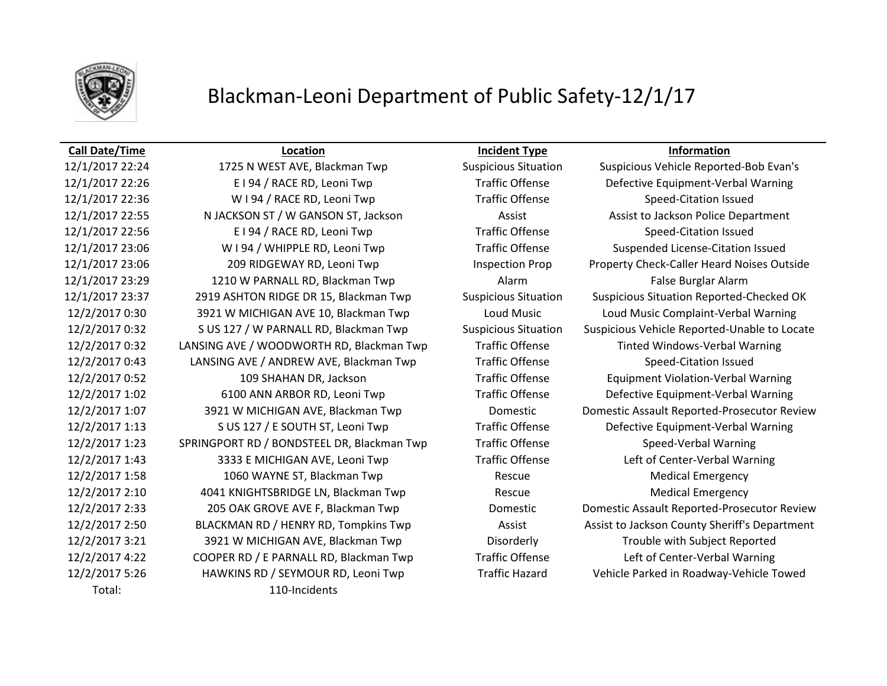# Blackman-Leoni Department of Public Safety-12/1/17

| Call Date/Time | Location | Incident Type | Information |
|---|---|---|---|
| 12/1/2017 22:24 | 1725 N WEST AVE, Blackman Twp | Suspicious Situation | Suspicious Vehicle Reported-Bob Evan's |
| 12/1/2017 22:26 | E I 94 / RACE RD, Leoni Twp | Traffic Offense | Defective Equipment-Verbal Warning |
| 12/1/2017 22:36 | W I 94 / RACE RD, Leoni Twp | Traffic Offense | Speed-Citation Issued |
| 12/1/2017 22:55 | N JACKSON ST / W GANSON ST, Jackson | Assist | Assist to Jackson Police Department |
| 12/1/2017 22:56 | E I 94 / RACE RD, Leoni Twp | Traffic Offense | Speed-Citation Issued |
| 12/1/2017 23:06 | W I 94 / WHIPPLE RD, Leoni Twp | Traffic Offense | Suspended License-Citation Issued |
| 12/1/2017 23:06 | 209 RIDGEWAY RD, Leoni Twp | Inspection Prop | Property Check-Caller Heard Noises Outside |
| 12/1/2017 23:29 | 1210 W PARNALL RD, Blackman Twp | Alarm | False Burglar Alarm |
| 12/1/2017 23:37 | 2919 ASHTON RIDGE DR 15, Blackman Twp | Suspicious Situation | Suspicious Situation Reported-Checked OK |
| 12/2/2017 0:30 | 3921 W MICHIGAN AVE 10, Blackman Twp | Loud Music | Loud Music Complaint-Verbal Warning |
| 12/2/2017 0:32 | S US 127 / W PARNALL RD, Blackman Twp | Suspicious Situation | Suspicious Vehicle Reported-Unable to Locate |
| 12/2/2017 0:32 | LANSING AVE / WOODWORTH RD, Blackman Twp | Traffic Offense | Tinted Windows-Verbal Warning |
| 12/2/2017 0:43 | LANSING AVE / ANDREW AVE, Blackman Twp | Traffic Offense | Speed-Citation Issued |
| 12/2/2017 0:52 | 109 SHAHAN DR, Jackson | Traffic Offense | Equipment Violation-Verbal Warning |
| 12/2/2017 1:02 | 6100 ANN ARBOR RD, Leoni Twp | Traffic Offense | Defective Equipment-Verbal Warning |
| 12/2/2017 1:07 | 3921 W MICHIGAN AVE, Blackman Twp | Domestic | Domestic Assault Reported-Prosecutor Review |
| 12/2/2017 1:13 | S US 127 / E SOUTH ST, Leoni Twp | Traffic Offense | Defective Equipment-Verbal Warning |
| 12/2/2017 1:23 | SPRINGPORT RD / BONDSTEEL DR, Blackman Twp | Traffic Offense | Speed-Verbal Warning |
| 12/2/2017 1:43 | 3333 E MICHIGAN AVE, Leoni Twp | Traffic Offense | Left of Center-Verbal Warning |
| 12/2/2017 1:58 | 1060 WAYNE ST, Blackman Twp | Rescue | Medical Emergency |
| 12/2/2017 2:10 | 4041 KNIGHTSBRIDGE LN, Blackman Twp | Rescue | Medical Emergency |
| 12/2/2017 2:33 | 205 OAK GROVE AVE F, Blackman Twp | Domestic | Domestic Assault Reported-Prosecutor Review |
| 12/2/2017 2:50 | BLACKMAN RD / HENRY RD, Tompkins Twp | Assist | Assist to Jackson County Sheriff's Department |
| 12/2/2017 3:21 | 3921 W MICHIGAN AVE, Blackman Twp | Disorderly | Trouble with Subject Reported |
| 12/2/2017 4:22 | COOPER RD / E PARNALL RD, Blackman Twp | Traffic Offense | Left of Center-Verbal Warning |
| 12/2/2017 5:26 | HAWKINS RD / SEYMOUR RD, Leoni Twp | Traffic Hazard | Vehicle Parked in Roadway-Vehicle Towed |
| Total: | 110-Incidents | | |